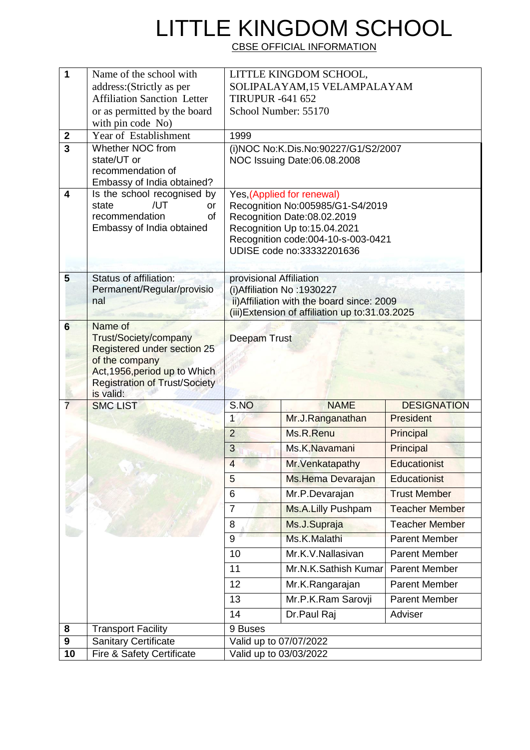# LITTLE KINGDOM SCHOOL

CBSE OFFICIAL INFORMATION

| | | | | |
|---|---|---|---|---|
| **1** | Name of the school with address:(Strictly as per Affiliation Sanction Letter or as permitted by the board with pin code No) | LITTLE KINGDOM SCHOOL, SOLIPALAYAM,15 VELAMPALAYAM TIRUPUR -641 652 School Number: 55170 | | |
| **2** | Year of Establishment | 1999 | | |
| **3** | Whether NOC from state/UT or recommendation of Embassy of India obtained? | (i)NOC No:K.Dis.No:90227/G1/S2/2007 NOC Issuing Date:06.08.2008 | | |
| **4** | Is the school recognised by state /UT or recommendation of Embassy of India obtained | Yes,(Applied for renewal) Recognition No:005985/G1-S4/2019 Recognition Date:08.02.2019 Recognition Up to:15.04.2021 Recognition code:004-10-s-003-0421 UDISE code no:33332201636 | | |
| **5** | Status of affiliation: Permanent/Regular/provisional | provisional Affiliation (i)Affiliation No :1930227 ii)Affiliation with the board since: 2009 (iii)Extension of affiliation up to:31.03.2025 | | |
| **6** | Name of Trust/Society/company Registered under section 25 of the company Act,1956,period up to Which Registration of Trust/Society is valid: | Deepam Trust | | |
| 7 | SMC LIST | S.NO | NAME | DESIGNATION |
| | | 1 | Mr.J.Ranganathan | President |
| | | 2 | Ms.R.Renu | Principal |
| | | 3 | Ms.K.Navamani | Principal |
| | | 4 | Mr.Venkatapathy | Educationist |
| | | 5 | Ms.Hema Devarajan | Educationist |
| | | 6 | Mr.P.Devarajan | Trust Member |
| | | 7 | Ms.A.Lilly Pushpam | Teacher Member |
| | | 8 | Ms.J.Supraja | Teacher Member |
| | | 9 | Ms.K.Malathi | Parent Member |
| | | 10 | Mr.K.V.Nallasivan | Parent Member |
| | | 11 | Mr.N.K.Sathish Kumar | Parent Member |
| | | 12 | Mr.K.Rangarajan | Parent Member |
| | | 13 | Mr.P.K.Ram Sarovji | Parent Member |
| | | 14 | Dr.Paul Raj | Adviser |
| **8** | Transport Facility | 9 Buses | | |
| **9** | Sanitary Certificate | Valid up to 07/07/2022 | | |
| **10** | Fire & Safety Certificate | Valid up to 03/03/2022 | | |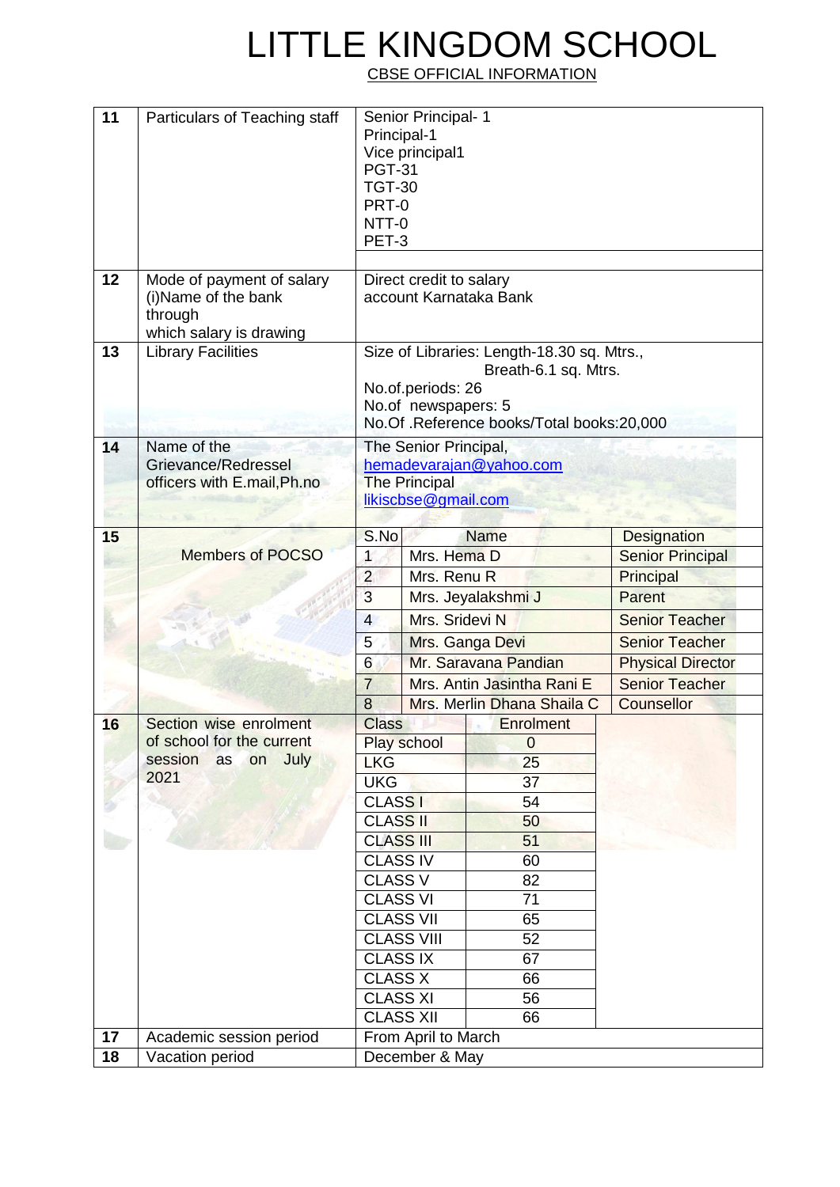# LITTLE KINGDOM SCHOOL

CBSE OFFICIAL INFORMATION

| | | |
|---|---|---|
| 11 | Particulars of Teaching staff | Senior Principal- 1<br>Principal-1<br>Vice principal1<br>PGT-31<br>TGT-30<br>PRT-0<br>NTT-0<br>PET-3 |
| 12 | Mode of payment of salary<br>(i)Name of the bank through<br>which salary is drawing | Direct credit to salary account Karnataka Bank |
| 13 | Library Facilities | Size of Libraries: Length-18.30 sq. Mtrs.,<br>Breath-6.1 sq. Mtrs.<br>No.of.periods: 26<br>No.of newspapers: 5<br>No.Of .Reference books/Total books:20,000 |
| 14 | Name of the Grievance/Redressel officers with E.mail,Ph.no | The Senior Principal,<br>hemadevarajan@yahoo.com<br>The Principal<br>likiscbse@gmail.com |
| 15 | Members of POCSO | (see table below) |
| 16 | Section wise enrolment of school for the current session as on July 2021 | (see table below) |
| 17 | Academic session period | From April to March |
| 18 | Vacation period | December & May |

**15. Members of POCSO**

| S.No | Name | Designation |
|---|---|---|
| 1 | Mrs. Hema D | Senior Principal |
| 2 | Mrs. Renu R | Principal |
| 3 | Mrs. Jeyalakshmi J | Parent |
| 4 | Mrs. Sridevi N | Senior Teacher |
| 5 | Mrs. Ganga Devi | Senior Teacher |
| 6 | Mr. Saravana Pandian | Physical Director |
| 7 | Mrs. Antin Jasintha Rani E | Senior Teacher |
| 8 | Mrs. Merlin Dhana Shaila C | Counsellor |

**16. Section wise enrolment of school for the current session as on July 2021**

| Class | Enrolment |
|---|---|
| Play school | 0 |
| LKG | 25 |
| UKG | 37 |
| CLASS I | 54 |
| CLASS II | 50 |
| CLASS III | 51 |
| CLASS IV | 60 |
| CLASS V | 82 |
| CLASS VI | 71 |
| CLASS VII | 65 |
| CLASS VIII | 52 |
| CLASS IX | 67 |
| CLASS X | 66 |
| CLASS XI | 56 |
| CLASS XII | 66 |